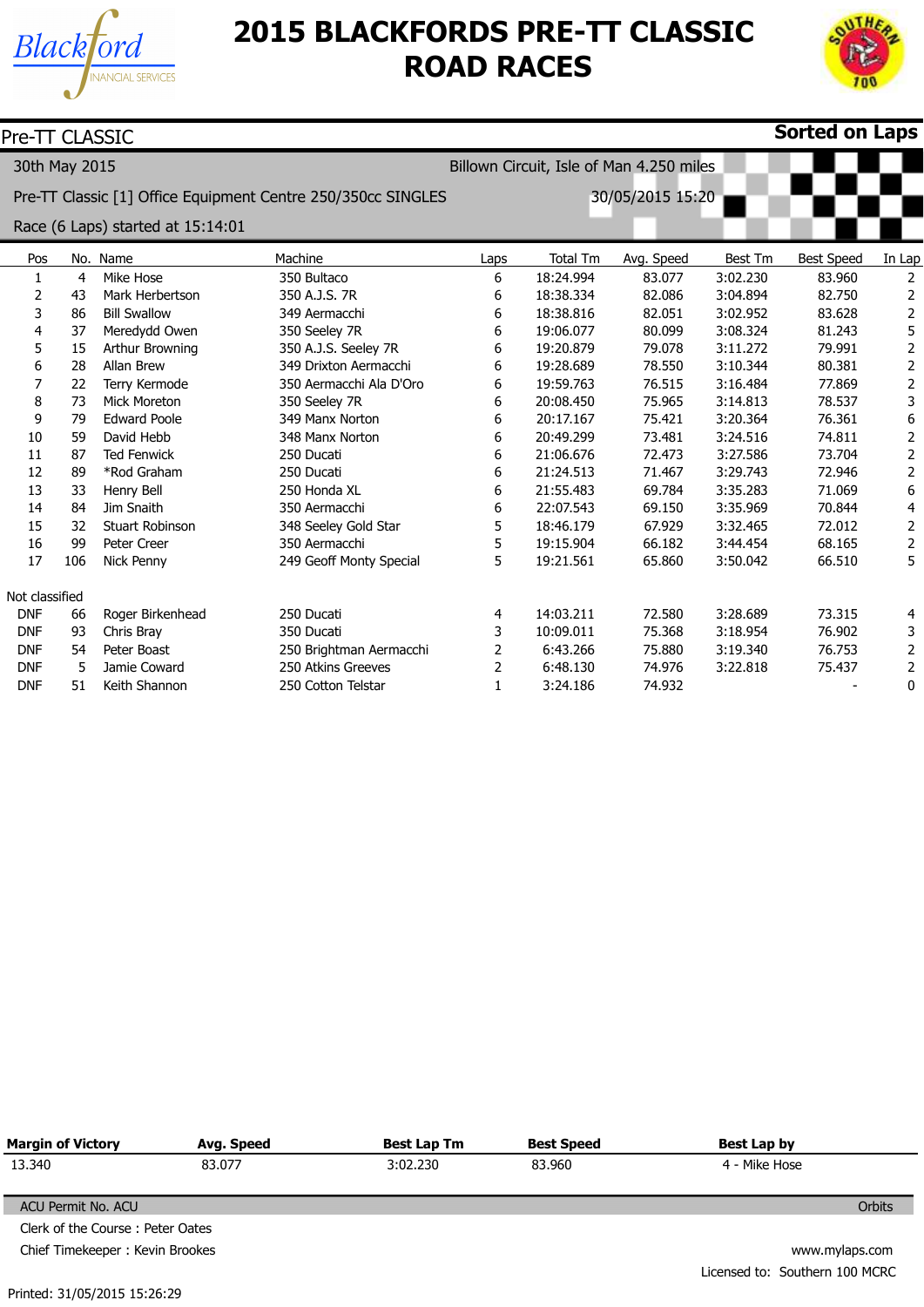# 2015 BLACKFORDS PRE-TT CLASSIC ROAD RACES

Pre-TT CLASSIC **Sorted on Laps**

30th May 2015 Billown Circuit, Isle of Man 4.250 miles

Pre-TT Classic [1] Office Equipment Centre 250/350cc SINGLES 30/05/2015 15:20

Race (6 Laps) started at 15:14:01

| Pos | No. | Name | Machine | Laps | Total Tm | Avg. Speed | Best Tm | Best Speed | In Lap |
|---|---|---|---|---|---|---|---|---|---|
| 1 | 4 | Mike Hose | 350 Bultaco | 6 | 18:24.994 | 83.077 | 3:02.230 | 83.960 | 2 |
| 2 | 43 | Mark Herbertson | 350 A.J.S. 7R | 6 | 18:38.334 | 82.086 | 3:04.894 | 82.750 | 2 |
| 3 | 86 | Bill Swallow | 349 Aermacchi | 6 | 18:38.816 | 82.051 | 3:02.952 | 83.628 | 2 |
| 4 | 37 | Meredydd Owen | 350 Seeley 7R | 6 | 19:06.077 | 80.099 | 3:08.324 | 81.243 | 5 |
| 5 | 15 | Arthur Browning | 350 A.J.S. Seeley 7R | 6 | 19:20.879 | 79.078 | 3:11.272 | 79.991 | 2 |
| 6 | 28 | Allan Brew | 349 Drixton Aermacchi | 6 | 19:28.689 | 78.550 | 3:10.344 | 80.381 | 2 |
| 7 | 22 | Terry Kermode | 350 Aermacchi Ala D'Oro | 6 | 19:59.763 | 76.515 | 3:16.484 | 77.869 | 2 |
| 8 | 73 | Mick Moreton | 350 Seeley 7R | 6 | 20:08.450 | 75.965 | 3:14.813 | 78.537 | 3 |
| 9 | 79 | Edward Poole | 349 Manx Norton | 6 | 20:17.167 | 75.421 | 3:20.364 | 76.361 | 6 |
| 10 | 59 | David Hebb | 348 Manx Norton | 6 | 20:49.299 | 73.481 | 3:24.516 | 74.811 | 2 |
| 11 | 87 | Ted Fenwick | 250 Ducati | 6 | 21:06.676 | 72.473 | 3:27.586 | 73.704 | 2 |
| 12 | 89 | *Rod Graham | 250 Ducati | 6 | 21:24.513 | 71.467 | 3:29.743 | 72.946 | 2 |
| 13 | 33 | Henry Bell | 250 Honda XL | 6 | 21:55.483 | 69.784 | 3:35.283 | 71.069 | 6 |
| 14 | 84 | Jim Snaith | 350 Aermacchi | 6 | 22:07.543 | 69.150 | 3:35.969 | 70.844 | 4 |
| 15 | 32 | Stuart Robinson | 348 Seeley Gold Star | 5 | 18:46.179 | 67.929 | 3:32.465 | 72.012 | 2 |
| 16 | 99 | Peter Creer | 350 Aermacchi | 5 | 19:15.904 | 66.182 | 3:44.454 | 68.165 | 2 |
| 17 | 106 | Nick Penny | 249 Geoff Monty Special | 5 | 19:21.561 | 65.860 | 3:50.042 | 66.510 | 5 |
| Not classified | | | | | | | | | |
| DNF | 66 | Roger Birkenhead | 250 Ducati | 4 | 14:03.211 | 72.580 | 3:28.689 | 73.315 | 4 |
| DNF | 93 | Chris Bray | 350 Ducati | 3 | 10:09.011 | 75.368 | 3:18.954 | 76.902 | 3 |
| DNF | 54 | Peter Boast | 250 Brightman Aermacchi | 2 | 6:43.266 | 75.880 | 3:19.340 | 76.753 | 2 |
| DNF | 5 | Jamie Coward | 250 Atkins Greeves | 2 | 6:48.130 | 74.976 | 3:22.818 | 75.437 | 2 |
| DNF | 51 | Keith Shannon | 250 Cotton Telstar | 1 | 3:24.186 | 74.932 | | - | 0 |

| Margin of Victory | Avg. Speed | Best Lap Tm | Best Speed | Best Lap by |
|---|---|---|---|---|
| 13.340 | 83.077 | 3:02.230 | 83.960 | 4 - Mike Hose |

ACU Permit No. ACU

Orbits

Clerk of the Course : Peter Oates

Chief Timekeeper : Kevin Brookes

www.mylaps.com

Licensed to: Southern 100 MCRC

Printed: 31/05/2015 15:26:29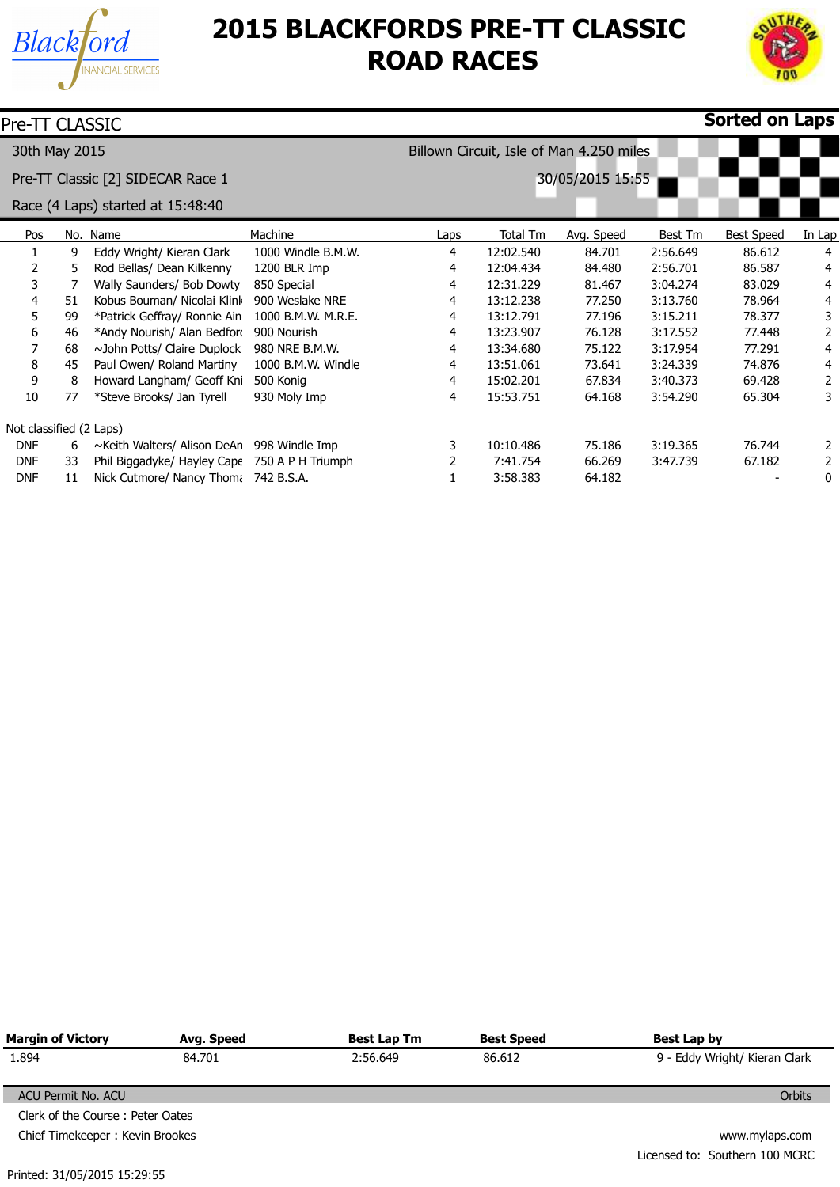# 2015 BLACKFORDS PRE-TT CLASSIC ROAD RACES

Pre-TT CLASSIC **Sorted on Laps**

30th May 2015 Billown Circuit, Isle of Man 4.250 miles

Pre-TT Classic [2] SIDECAR Race 1 30/05/2015 15:55

Race (4 Laps) started at 15:48:40

| Pos | No. | Name | Machine | Laps | Total Tm | Avg. Speed | Best Tm | Best Speed | In Lap |
|---|---|---|---|---|---|---|---|---|---|
| 1 | 9 | Eddy Wright/ Kieran Clark | 1000 Windle B.M.W. | 4 | 12:02.540 | 84.701 | 2:56.649 | 86.612 | 4 |
| 2 | 5 | Rod Bellas/ Dean Kilkenny | 1200 BLR Imp | 4 | 12:04.434 | 84.480 | 2:56.701 | 86.587 | 4 |
| 3 | 7 | Wally Saunders/ Bob Dowty | 850 Special | 4 | 12:31.229 | 81.467 | 3:04.274 | 83.029 | 4 |
| 4 | 51 | Kobus Bouman/ Nicolai Klink | 900 Weslake NRE | 4 | 13:12.238 | 77.250 | 3:13.760 | 78.964 | 4 |
| 5 | 99 | *Patrick Geffray/ Ronnie Ain | 1000 B.M.W. M.R.E. | 4 | 13:12.791 | 77.196 | 3:15.211 | 78.377 | 3 |
| 6 | 46 | *Andy Nourish/ Alan Bedford | 900 Nourish | 4 | 13:23.907 | 76.128 | 3:17.552 | 77.448 | 2 |
| 7 | 68 | ~John Potts/ Claire Duplock | 980 NRE B.M.W. | 4 | 13:34.680 | 75.122 | 3:17.954 | 77.291 | 4 |
| 8 | 45 | Paul Owen/ Roland Martiny | 1000 B.M.W. Windle | 4 | 13:51.061 | 73.641 | 3:24.339 | 74.876 | 4 |
| 9 | 8 | Howard Langham/ Geoff Kni | 500 Konig | 4 | 15:02.201 | 67.834 | 3:40.373 | 69.428 | 2 |
| 10 | 77 | *Steve Brooks/ Jan Tyrell | 930 Moly Imp | 4 | 15:53.751 | 64.168 | 3:54.290 | 65.304 | 3 |
| Not classified (2 Laps) | | | | | | | | | |
| DNF | 6 | ~Keith Walters/ Alison DeAn | 998 Windle Imp | 3 | 10:10.486 | 75.186 | 3:19.365 | 76.744 | 2 |
| DNF | 33 | Phil Biggadyke/ Hayley Cape | 750 A P H Triumph | 2 | 7:41.754 | 66.269 | 3:47.739 | 67.182 | 2 |
| DNF | 11 | Nick Cutmore/ Nancy Thoma | 742 B.S.A. | 1 | 3:58.383 | 64.182 | | - | 0 |

| Margin of Victory | Avg. Speed | Best Lap Tm | Best Speed | Best Lap by |
|---|---|---|---|---|
| 1.894 | 84.701 | 2:56.649 | 86.612 | 9 - Eddy Wright/ Kieran Clark |

ACU Permit No. ACU

Orbits

Clerk of the Course : Peter Oates

Chief Timekeeper : Kevin Brookes

www.mylaps.com

Licensed to: Southern 100 MCRC

Printed: 31/05/2015 15:29:55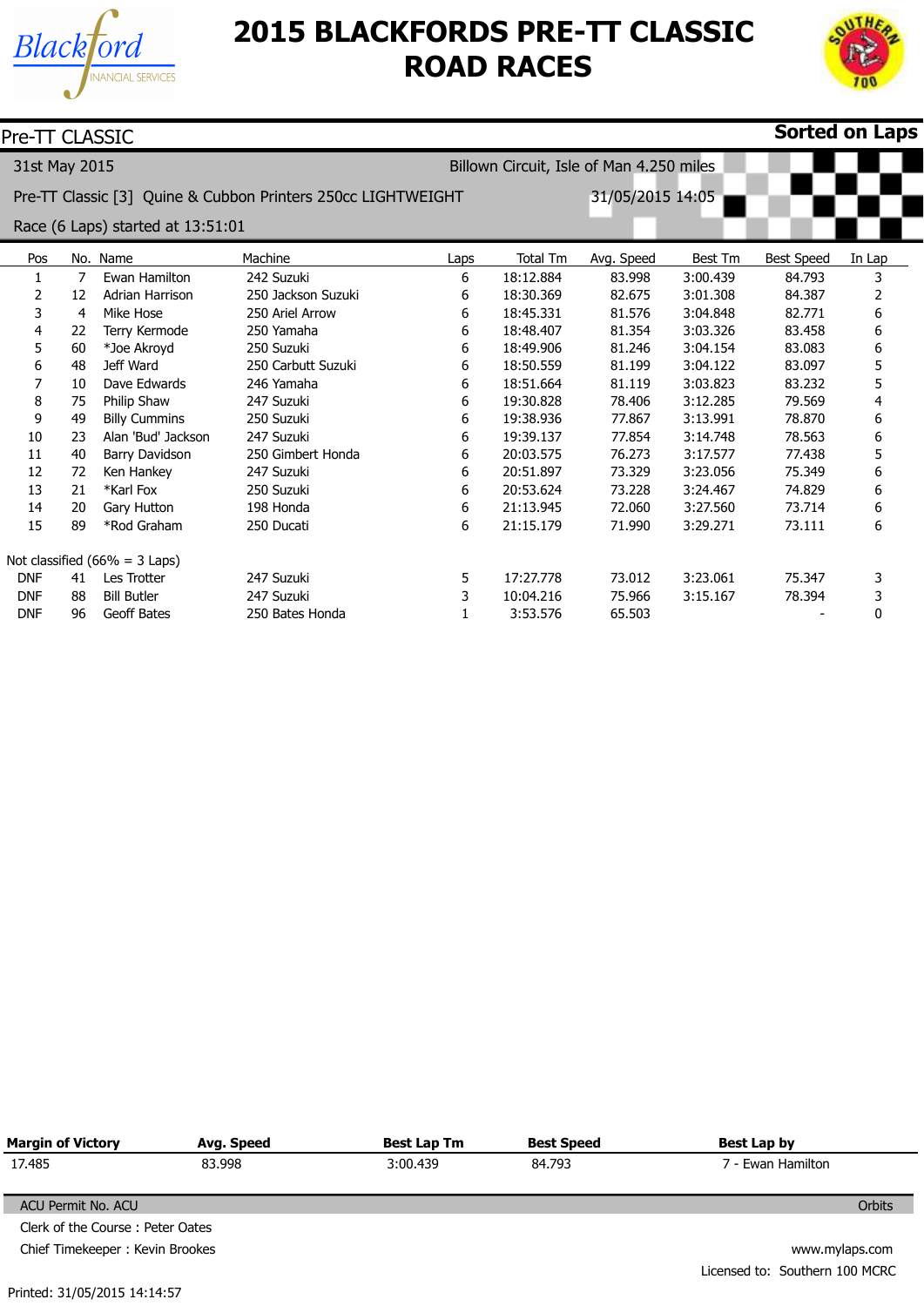# 2015 BLACKFORDS PRE-TT CLASSIC ROAD RACES

Pre-TT CLASSIC — **Sorted on Laps**

31st May 2015 — Billown Circuit, Isle of Man 4.250 miles

Pre-TT Classic [3] Quine & Cubbon Printers 250cc LIGHTWEIGHT — 31/05/2015 14:05

Race (6 Laps) started at 13:51:01

| Pos | No. | Name | Machine | Laps | Total Tm | Avg. Speed | Best Tm | Best Speed | In Lap |
|---|---|---|---|---|---|---|---|---|---|
| 1 | 7 | Ewan Hamilton | 242 Suzuki | 6 | 18:12.884 | 83.998 | 3:00.439 | 84.793 | 3 |
| 2 | 12 | Adrian Harrison | 250 Jackson Suzuki | 6 | 18:30.369 | 82.675 | 3:01.308 | 84.387 | 2 |
| 3 | 4 | Mike Hose | 250 Ariel Arrow | 6 | 18:45.331 | 81.576 | 3:04.848 | 82.771 | 6 |
| 4 | 22 | Terry Kermode | 250 Yamaha | 6 | 18:48.407 | 81.354 | 3:03.326 | 83.458 | 6 |
| 5 | 60 | *Joe Akroyd | 250 Suzuki | 6 | 18:49.906 | 81.246 | 3:04.154 | 83.083 | 6 |
| 6 | 48 | Jeff Ward | 250 Carbutt Suzuki | 6 | 18:50.559 | 81.199 | 3:04.122 | 83.097 | 5 |
| 7 | 10 | Dave Edwards | 246 Yamaha | 6 | 18:51.664 | 81.119 | 3:03.823 | 83.232 | 5 |
| 8 | 75 | Philip Shaw | 247 Suzuki | 6 | 19:30.828 | 78.406 | 3:12.285 | 79.569 | 4 |
| 9 | 49 | Billy Cummins | 250 Suzuki | 6 | 19:38.936 | 77.867 | 3:13.991 | 78.870 | 6 |
| 10 | 23 | Alan 'Bud' Jackson | 247 Suzuki | 6 | 19:39.137 | 77.854 | 3:14.748 | 78.563 | 6 |
| 11 | 40 | Barry Davidson | 250 Gimbert Honda | 6 | 20:03.575 | 76.273 | 3:17.577 | 77.438 | 5 |
| 12 | 72 | Ken Hankey | 247 Suzuki | 6 | 20:51.897 | 73.329 | 3:23.056 | 75.349 | 6 |
| 13 | 21 | *Karl Fox | 250 Suzuki | 6 | 20:53.624 | 73.228 | 3:24.467 | 74.829 | 6 |
| 14 | 20 | Gary Hutton | 198 Honda | 6 | 21:13.945 | 72.060 | 3:27.560 | 73.714 | 6 |
| 15 | 89 | *Rod Graham | 250 Ducati | 6 | 21:15.179 | 71.990 | 3:29.271 | 73.111 | 6 |
| Not classified (66% = 3 Laps) | | | | | | | | | |
| DNF | 41 | Les Trotter | 247 Suzuki | 5 | 17:27.778 | 73.012 | 3:23.061 | 75.347 | 3 |
| DNF | 88 | Bill Butler | 247 Suzuki | 3 | 10:04.216 | 75.966 | 3:15.167 | 78.394 | 3 |
| DNF | 96 | Geoff Bates | 250 Bates Honda | 1 | 3:53.576 | 65.503 | | - | 0 |

| Margin of Victory | Avg. Speed | Best Lap Tm | Best Speed | Best Lap by |
|---|---|---|---|---|
| 17.485 | 83.998 | 3:00.439 | 84.793 | 7 - Ewan Hamilton |

ACU Permit No. ACU — Orbits

Clerk of the Course : Peter Oates

Chief Timekeeper : Kevin Brookes

www.mylaps.com

Licensed to: Southern 100 MCRC

Printed: 31/05/2015 14:14:57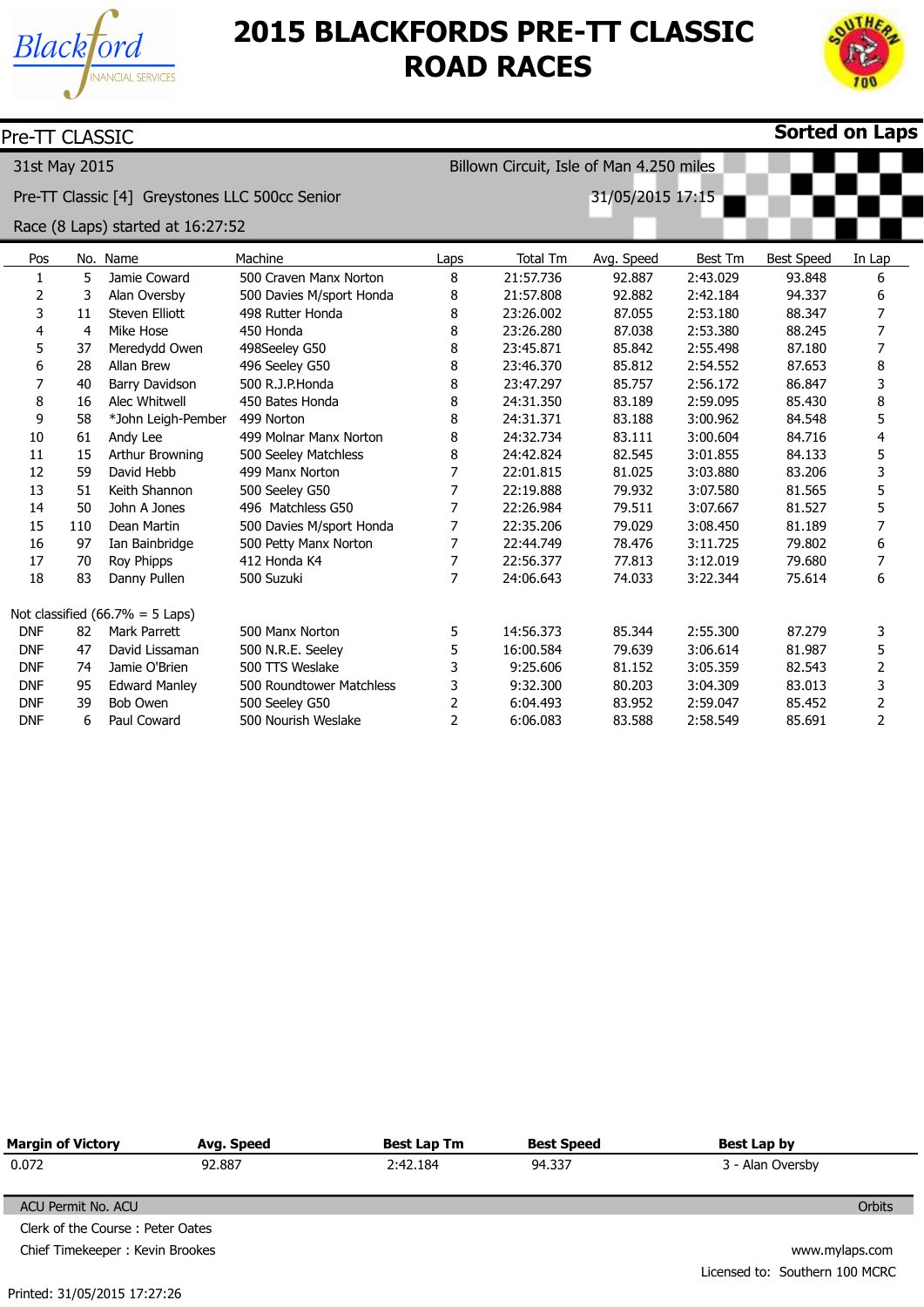# 2015 BLACKFORDS PRE-TT CLASSIC ROAD RACES

Pre-TT CLASSIC **Sorted on Laps**

31st May 2015 Billown Circuit, Isle of Man 4.250 miles

Pre-TT Classic [4] Greystones LLC 500cc Senior 31/05/2015 17:15

Race (8 Laps) started at 16:27:52

| Pos | No. | Name | Machine | Laps | Total Tm | Avg. Speed | Best Tm | Best Speed | In Lap |
|---|---|---|---|---|---|---|---|---|---|
| 1 | 5 | Jamie Coward | 500 Craven Manx Norton | 8 | 21:57.736 | 92.887 | 2:43.029 | 93.848 | 6 |
| 2 | 3 | Alan Oversby | 500 Davies M/sport Honda | 8 | 21:57.808 | 92.882 | 2:42.184 | 94.337 | 6 |
| 3 | 11 | Steven Elliott | 498 Rutter Honda | 8 | 23:26.002 | 87.055 | 2:53.180 | 88.347 | 7 |
| 4 | 4 | Mike Hose | 450 Honda | 8 | 23:26.280 | 87.038 | 2:53.380 | 88.245 | 7 |
| 5 | 37 | Meredydd Owen | 498Seeley G50 | 8 | 23:45.871 | 85.842 | 2:55.498 | 87.180 | 7 |
| 6 | 28 | Allan Brew | 496 Seeley G50 | 8 | 23:46.370 | 85.812 | 2:54.552 | 87.653 | 8 |
| 7 | 40 | Barry Davidson | 500 R.J.P.Honda | 8 | 23:47.297 | 85.757 | 2:56.172 | 86.847 | 3 |
| 8 | 16 | Alec Whitwell | 450 Bates Honda | 8 | 24:31.350 | 83.189 | 2:59.095 | 85.430 | 8 |
| 9 | 58 | *John Leigh-Pember | 499 Norton | 8 | 24:31.371 | 83.188 | 3:00.962 | 84.548 | 5 |
| 10 | 61 | Andy Lee | 499 Molnar Manx Norton | 8 | 24:32.734 | 83.111 | 3:00.604 | 84.716 | 4 |
| 11 | 15 | Arthur Browning | 500 Seeley Matchless | 8 | 24:42.824 | 82.545 | 3:01.855 | 84.133 | 5 |
| 12 | 59 | David Hebb | 499 Manx Norton | 7 | 22:01.815 | 81.025 | 3:03.880 | 83.206 | 3 |
| 13 | 51 | Keith Shannon | 500 Seeley G50 | 7 | 22:19.888 | 79.932 | 3:07.580 | 81.565 | 5 |
| 14 | 50 | John A Jones | 496 Matchless G50 | 7 | 22:26.984 | 79.511 | 3:07.667 | 81.527 | 5 |
| 15 | 110 | Dean Martin | 500 Davies M/sport Honda | 7 | 22:35.206 | 79.029 | 3:08.450 | 81.189 | 7 |
| 16 | 97 | Ian Bainbridge | 500 Petty Manx Norton | 7 | 22:44.749 | 78.476 | 3:11.725 | 79.802 | 6 |
| 17 | 70 | Roy Phipps | 412 Honda K4 | 7 | 22:56.377 | 77.813 | 3:12.019 | 79.680 | 7 |
| 18 | 83 | Danny Pullen | 500 Suzuki | 7 | 24:06.643 | 74.033 | 3:22.344 | 75.614 | 6 |
| Not classified (66.7% = 5 Laps) | | | | | | | | | |
| DNF | 82 | Mark Parrett | 500 Manx Norton | 5 | 14:56.373 | 85.344 | 2:55.300 | 87.279 | 3 |
| DNF | 47 | David Lissaman | 500 N.R.E. Seeley | 5 | 16:00.584 | 79.639 | 3:06.614 | 81.987 | 5 |
| DNF | 74 | Jamie O'Brien | 500 TTS Weslake | 3 | 9:25.606 | 81.152 | 3:05.359 | 82.543 | 2 |
| DNF | 95 | Edward Manley | 500 Roundtower Matchless | 3 | 9:32.300 | 80.203 | 3:04.309 | 83.013 | 3 |
| DNF | 39 | Bob Owen | 500 Seeley G50 | 2 | 6:04.493 | 83.952 | 2:59.047 | 85.452 | 2 |
| DNF | 6 | Paul Coward | 500 Nourish Weslake | 2 | 6:06.083 | 83.588 | 2:58.549 | 85.691 | 2 |

| **Margin of Victory** | **Avg. Speed** | **Best Lap Tm** | **Best Speed** | **Best Lap by** |
|---|---|---|---|---|
| 0.072 | 92.887 | 2:42.184 | 94.337 | 3 - Alan Oversby |

ACU Permit No. ACU — Orbits

Clerk of the Course : Peter Oates

Chief Timekeeper : Kevin Brookes

www.mylaps.com

Licensed to: Southern 100 MCRC

Printed: 31/05/2015 17:27:26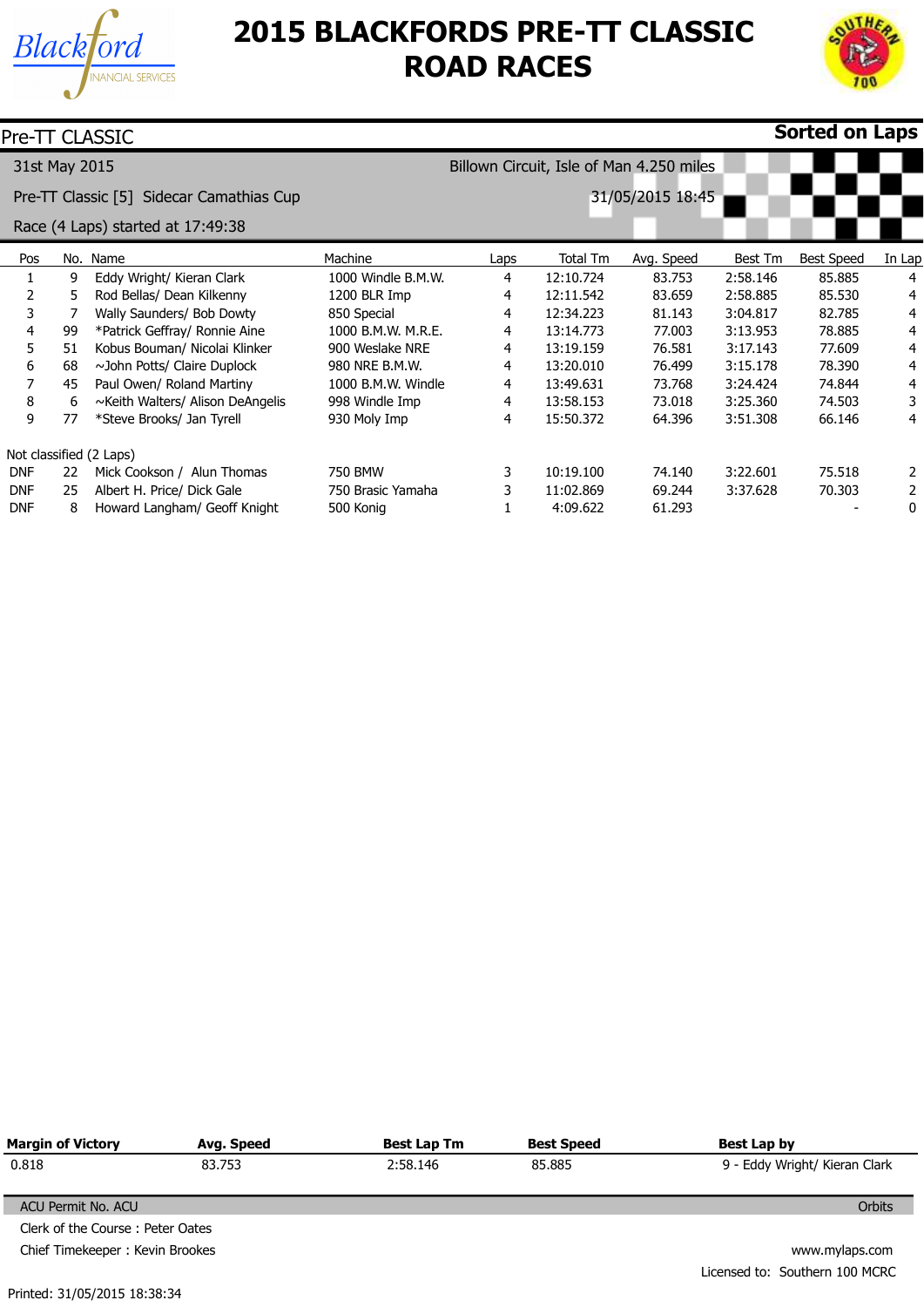# 2015 BLACKFORDS PRE-TT CLASSIC ROAD RACES

Pre-TT CLASSIC | **Sorted on Laps**

31st May 2015 | Billown Circuit, Isle of Man 4.250 miles

Pre-TT Classic [5] Sidecar Camathias Cup | 31/05/2015 18:45

Race (4 Laps) started at 17:49:38

| Pos | No. | Name | Machine | Laps | Total Tm | Avg. Speed | Best Tm | Best Speed | In Lap |
|---|---|---|---|---|---|---|---|---|---|
| 1 | 9 | Eddy Wright/ Kieran Clark | 1000 Windle B.M.W. | 4 | 12:10.724 | 83.753 | 2:58.146 | 85.885 | 4 |
| 2 | 5 | Rod Bellas/ Dean Kilkenny | 1200 BLR Imp | 4 | 12:11.542 | 83.659 | 2:58.885 | 85.530 | 4 |
| 3 | 7 | Wally Saunders/ Bob Dowty | 850 Special | 4 | 12:34.223 | 81.143 | 3:04.817 | 82.785 | 4 |
| 4 | 99 | *Patrick Geffray/ Ronnie Aine | 1000 B.M.W. M.R.E. | 4 | 13:14.773 | 77.003 | 3:13.953 | 78.885 | 4 |
| 5 | 51 | Kobus Bouman/ Nicolai Klinker | 900 Weslake NRE | 4 | 13:19.159 | 76.581 | 3:17.143 | 77.609 | 4 |
| 6 | 68 | ~John Potts/ Claire Duplock | 980 NRE B.M.W. | 4 | 13:20.010 | 76.499 | 3:15.178 | 78.390 | 4 |
| 7 | 45 | Paul Owen/ Roland Martiny | 1000 B.M.W. Windle | 4 | 13:49.631 | 73.768 | 3:24.424 | 74.844 | 4 |
| 8 | 6 | ~Keith Walters/ Alison DeAngelis | 998 Windle Imp | 4 | 13:58.153 | 73.018 | 3:25.360 | 74.503 | 3 |
| 9 | 77 | *Steve Brooks/ Jan Tyrell | 930 Moly Imp | 4 | 15:50.372 | 64.396 | 3:51.308 | 66.146 | 4 |
| Not classified (2 Laps) | | | | | | | | | |
| DNF | 22 | Mick Cookson / Alun Thomas | 750 BMW | 3 | 10:19.100 | 74.140 | 3:22.601 | 75.518 | 2 |
| DNF | 25 | Albert H. Price/ Dick Gale | 750 Brasic Yamaha | 3 | 11:02.869 | 69.244 | 3:37.628 | 70.303 | 2 |
| DNF | 8 | Howard Langham/ Geoff Knight | 500 Konig | 1 | 4:09.622 | 61.293 | | - | 0 |

| Margin of Victory | Avg. Speed | Best Lap Tm | Best Speed | Best Lap by |
|---|---|---|---|---|
| 0.818 | 83.753 | 2:58.146 | 85.885 | 9 - Eddy Wright/ Kieran Clark |

ACU Permit No. ACU | Orbits

Clerk of the Course : Peter Oates

Chief Timekeeper : Kevin Brookes

www.mylaps.com

Licensed to: Southern 100 MCRC

Printed: 31/05/2015 18:38:34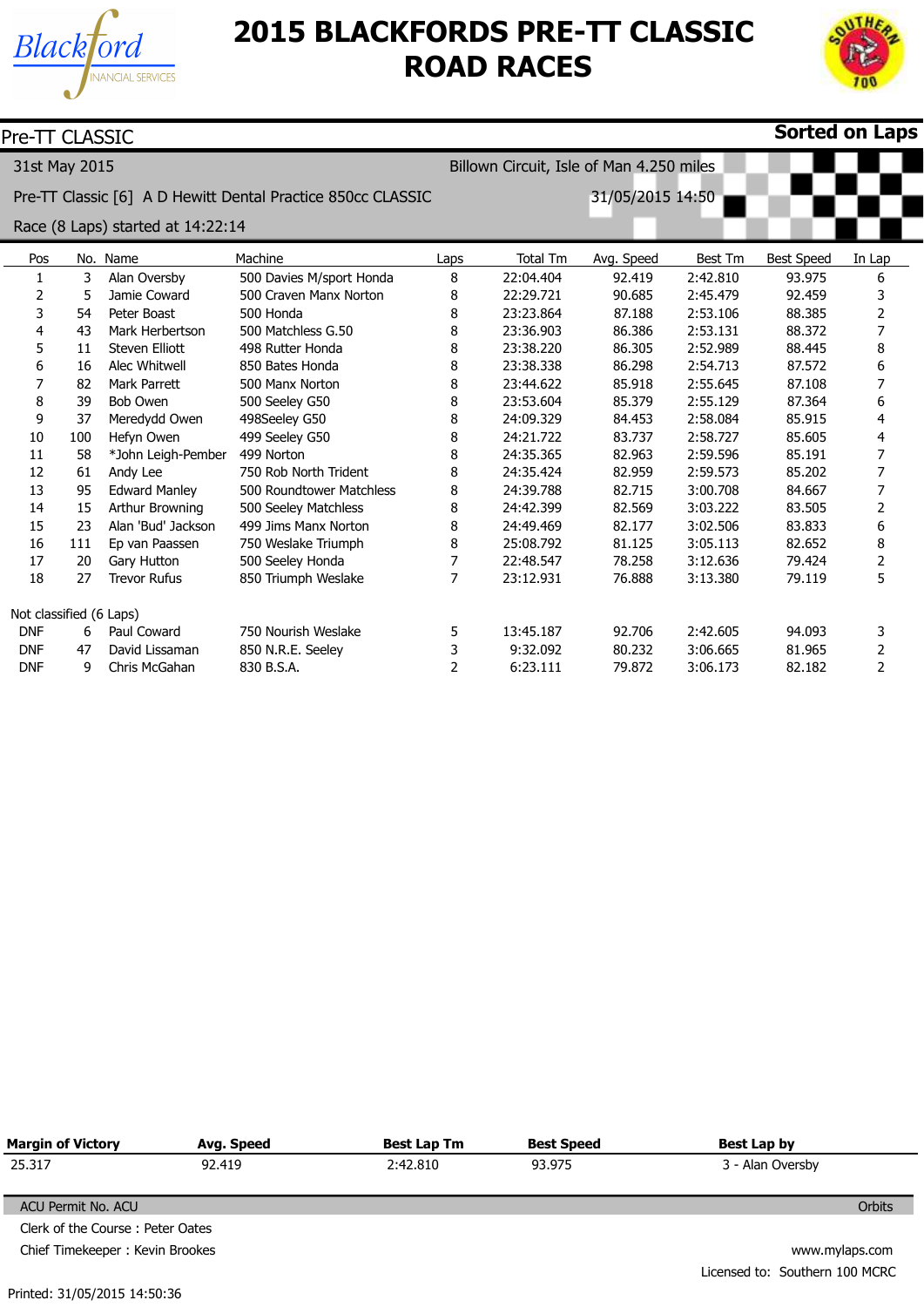# 2015 BLACKFORDS PRE-TT CLASSIC ROAD RACES

Pre-TT CLASSIC **Sorted on Laps**

31st May 2015 Billown Circuit, Isle of Man 4.250 miles

Pre-TT Classic [6] A D Hewitt Dental Practice 850cc CLASSIC 31/05/2015 14:50

Race (8 Laps) started at 14:22:14

| Pos | No. | Name | Machine | Laps | Total Tm | Avg. Speed | Best Tm | Best Speed | In Lap |
|---|---|---|---|---|---|---|---|---|---|
| 1 | 3 | Alan Oversby | 500 Davies M/sport Honda | 8 | 22:04.404 | 92.419 | 2:42.810 | 93.975 | 6 |
| 2 | 5 | Jamie Coward | 500 Craven Manx Norton | 8 | 22:29.721 | 90.685 | 2:45.479 | 92.459 | 3 |
| 3 | 54 | Peter Boast | 500 Honda | 8 | 23:23.864 | 87.188 | 2:53.106 | 88.385 | 2 |
| 4 | 43 | Mark Herbertson | 500 Matchless G.50 | 8 | 23:36.903 | 86.386 | 2:53.131 | 88.372 | 7 |
| 5 | 11 | Steven Elliott | 498 Rutter Honda | 8 | 23:38.220 | 86.305 | 2:52.989 | 88.445 | 8 |
| 6 | 16 | Alec Whitwell | 850 Bates Honda | 8 | 23:38.338 | 86.298 | 2:54.713 | 87.572 | 6 |
| 7 | 82 | Mark Parrett | 500 Manx Norton | 8 | 23:44.622 | 85.918 | 2:55.645 | 87.108 | 7 |
| 8 | 39 | Bob Owen | 500 Seeley G50 | 8 | 23:53.604 | 85.379 | 2:55.129 | 87.364 | 6 |
| 9 | 37 | Meredydd Owen | 498Seeley G50 | 8 | 24:09.329 | 84.453 | 2:58.084 | 85.915 | 4 |
| 10 | 100 | Hefyn Owen | 499 Seeley G50 | 8 | 24:21.722 | 83.737 | 2:58.727 | 85.605 | 4 |
| 11 | 58 | *John Leigh-Pember | 499 Norton | 8 | 24:35.365 | 82.963 | 2:59.596 | 85.191 | 7 |
| 12 | 61 | Andy Lee | 750 Rob North Trident | 8 | 24:35.424 | 82.959 | 2:59.573 | 85.202 | 7 |
| 13 | 95 | Edward Manley | 500 Roundtower Matchless | 8 | 24:39.788 | 82.715 | 3:00.708 | 84.667 | 7 |
| 14 | 15 | Arthur Browning | 500 Seeley Matchless | 8 | 24:42.399 | 82.569 | 3:03.222 | 83.505 | 2 |
| 15 | 23 | Alan 'Bud' Jackson | 499 Jims Manx Norton | 8 | 24:49.469 | 82.177 | 3:02.506 | 83.833 | 6 |
| 16 | 111 | Ep van Paassen | 750 Weslake Triumph | 8 | 25:08.792 | 81.125 | 3:05.113 | 82.652 | 8 |
| 17 | 20 | Gary Hutton | 500 Seeley Honda | 7 | 22:48.547 | 78.258 | 3:12.636 | 79.424 | 2 |
| 18 | 27 | Trevor Rufus | 850 Triumph Weslake | 7 | 23:12.931 | 76.888 | 3:13.380 | 79.119 | 5 |
| Not classified (6 Laps) | | | | | | | | | |
| DNF | 6 | Paul Coward | 750 Nourish Weslake | 5 | 13:45.187 | 92.706 | 2:42.605 | 94.093 | 3 |
| DNF | 47 | David Lissaman | 850 N.R.E. Seeley | 3 | 9:32.092 | 80.232 | 3:06.665 | 81.965 | 2 |
| DNF | 9 | Chris McGahan | 830 B.S.A. | 2 | 6:23.111 | 79.872 | 3:06.173 | 82.182 | 2 |

| Margin of Victory | Avg. Speed | Best Lap Tm | Best Speed | Best Lap by |
|---|---|---|---|---|
| 25.317 | 92.419 | 2:42.810 | 93.975 | 3 - Alan Oversby |

ACU Permit No. ACU

Orbits

Clerk of the Course : Peter Oates

Chief Timekeeper : Kevin Brookes

www.mylaps.com

Licensed to: Southern 100 MCRC

Printed: 31/05/2015 14:50:36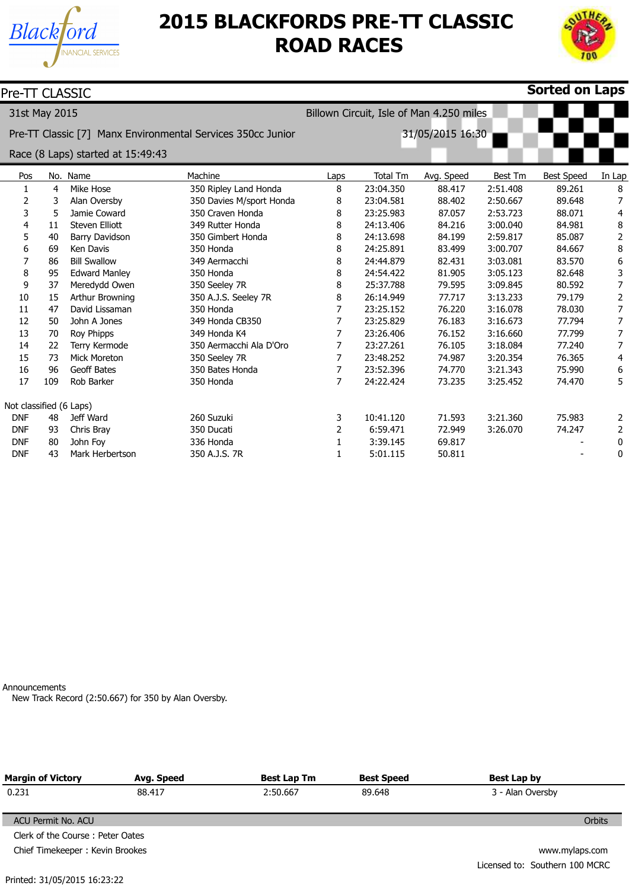# 2015 BLACKFORDS PRE-TT CLASSIC ROAD RACES

Pre-TT CLASSIC **Sorted on Laps**

31st May 2015 Billown Circuit, Isle of Man 4.250 miles

Pre-TT Classic [7] Manx Environmental Services 350cc Junior 31/05/2015 16:30

Race (8 Laps) started at 15:49:43

| Pos | No. | Name | Machine | Laps | Total Tm | Avg. Speed | Best Tm | Best Speed | In Lap |
|---|---|---|---|---|---|---|---|---|---|
| 1 | 4 | Mike Hose | 350 Ripley Land Honda | 8 | 23:04.350 | 88.417 | 2:51.408 | 89.261 | 8 |
| 2 | 3 | Alan Oversby | 350 Davies M/sport Honda | 8 | 23:04.581 | 88.402 | 2:50.667 | 89.648 | 7 |
| 3 | 5 | Jamie Coward | 350 Craven Honda | 8 | 23:25.983 | 87.057 | 2:53.723 | 88.071 | 4 |
| 4 | 11 | Steven Elliott | 349 Rutter Honda | 8 | 24:13.406 | 84.216 | 3:00.040 | 84.981 | 8 |
| 5 | 40 | Barry Davidson | 350 Gimbert Honda | 8 | 24:13.698 | 84.199 | 2:59.817 | 85.087 | 2 |
| 6 | 69 | Ken Davis | 350 Honda | 8 | 24:25.891 | 83.499 | 3:00.707 | 84.667 | 8 |
| 7 | 86 | Bill Swallow | 349 Aermacchi | 8 | 24:44.879 | 82.431 | 3:03.081 | 83.570 | 6 |
| 8 | 95 | Edward Manley | 350 Honda | 8 | 24:54.422 | 81.905 | 3:05.123 | 82.648 | 3 |
| 9 | 37 | Meredydd Owen | 350 Seeley 7R | 8 | 25:37.788 | 79.595 | 3:09.845 | 80.592 | 7 |
| 10 | 15 | Arthur Browning | 350 A.J.S. Seeley 7R | 8 | 26:14.949 | 77.717 | 3:13.233 | 79.179 | 2 |
| 11 | 47 | David Lissaman | 350 Honda | 7 | 23:25.152 | 76.220 | 3:16.078 | 78.030 | 7 |
| 12 | 50 | John A Jones | 349 Honda CB350 | 7 | 23:25.829 | 76.183 | 3:16.673 | 77.794 | 7 |
| 13 | 70 | Roy Phipps | 349 Honda K4 | 7 | 23:26.406 | 76.152 | 3:16.660 | 77.799 | 7 |
| 14 | 22 | Terry Kermode | 350 Aermacchi Ala D'Oro | 7 | 23:27.261 | 76.105 | 3:18.084 | 77.240 | 7 |
| 15 | 73 | Mick Moreton | 350 Seeley 7R | 7 | 23:48.252 | 74.987 | 3:20.354 | 76.365 | 4 |
| 16 | 96 | Geoff Bates | 350 Bates Honda | 7 | 23:52.396 | 74.770 | 3:21.343 | 75.990 | 6 |
| 17 | 109 | Rob Barker | 350 Honda | 7 | 24:22.424 | 73.235 | 3:25.452 | 74.470 | 5 |
| Not classified (6 Laps) | | | | | | | | | |
| DNF | 48 | Jeff Ward | 260 Suzuki | 3 | 10:41.120 | 71.593 | 3:21.360 | 75.983 | 2 |
| DNF | 93 | Chris Bray | 350 Ducati | 2 | 6:59.471 | 72.949 | 3:26.070 | 74.247 | 2 |
| DNF | 80 | John Foy | 336 Honda | 1 | 3:39.145 | 69.817 | | - | 0 |
| DNF | 43 | Mark Herbertson | 350 A.J.S. 7R | 1 | 5:01.115 | 50.811 | | - | 0 |

Announcements

New Track Record (2:50.667) for 350 by Alan Oversby.

| Margin of Victory | Avg. Speed | Best Lap Tm | Best Speed | Best Lap by |
|---|---|---|---|---|
| 0.231 | 88.417 | 2:50.667 | 89.648 | 3 - Alan Oversby |

ACU Permit No. ACU Orbits

Clerk of the Course : Peter Oates

Chief Timekeeper : Kevin Brookes

www.mylaps.com

Licensed to: Southern 100 MCRC

Printed: 31/05/2015 16:23:22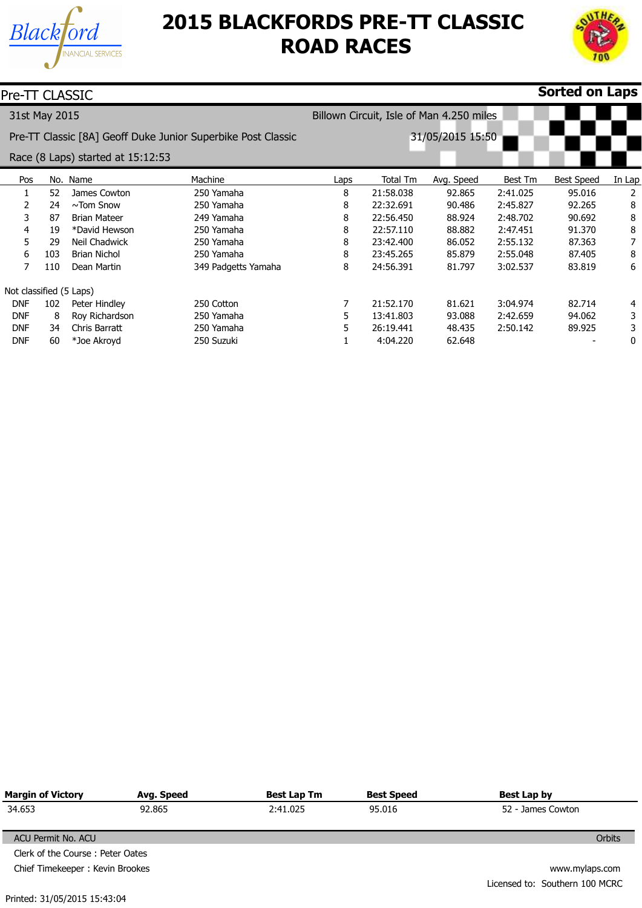# 2015 BLACKFORDS PRE-TT CLASSIC ROAD RACES

Pre-TT CLASSIC **Sorted on Laps**

31st May 2015 Billown Circuit, Isle of Man 4.250 miles

Pre-TT Classic [8A] Geoff Duke Junior Superbike Post Classic 31/05/2015 15:50

Race (8 Laps) started at 15:12:53

| Pos | No. | Name | Machine | Laps | Total Tm | Avg. Speed | Best Tm | Best Speed | In Lap |
|---|---|---|---|---|---|---|---|---|---|
| 1 | 52 | James Cowton | 250 Yamaha | 8 | 21:58.038 | 92.865 | 2:41.025 | 95.016 | 2 |
| 2 | 24 | ~Tom Snow | 250 Yamaha | 8 | 22:32.691 | 90.486 | 2:45.827 | 92.265 | 8 |
| 3 | 87 | Brian Mateer | 249 Yamaha | 8 | 22:56.450 | 88.924 | 2:48.702 | 90.692 | 8 |
| 4 | 19 | *David Hewson | 250 Yamaha | 8 | 22:57.110 | 88.882 | 2:47.451 | 91.370 | 8 |
| 5 | 29 | Neil Chadwick | 250 Yamaha | 8 | 23:42.400 | 86.052 | 2:55.132 | 87.363 | 7 |
| 6 | 103 | Brian Nichol | 250 Yamaha | 8 | 23:45.265 | 85.879 | 2:55.048 | 87.405 | 8 |
| 7 | 110 | Dean Martin | 349 Padgetts Yamaha | 8 | 24:56.391 | 81.797 | 3:02.537 | 83.819 | 6 |
| Not classified (5 Laps) | | | | | | | | | |
| DNF | 102 | Peter Hindley | 250 Cotton | 7 | 21:52.170 | 81.621 | 3:04.974 | 82.714 | 4 |
| DNF | 8 | Roy Richardson | 250 Yamaha | 5 | 13:41.803 | 93.088 | 2:42.659 | 94.062 | 3 |
| DNF | 34 | Chris Barratt | 250 Yamaha | 5 | 26:19.441 | 48.435 | 2:50.142 | 89.925 | 3 |
| DNF | 60 | *Joe Akroyd | 250 Suzuki | 1 | 4:04.220 | 62.648 | | - | 0 |

| Margin of Victory | Avg. Speed | Best Lap Tm | Best Speed | Best Lap by |
|---|---|---|---|---|
| 34.653 | 92.865 | 2:41.025 | 95.016 | 52 - James Cowton |

ACU Permit No. ACU

Orbits

Clerk of the Course : Peter Oates

Chief Timekeeper : Kevin Brookes

www.mylaps.com

Licensed to: Southern 100 MCRC

Printed: 31/05/2015 15:43:04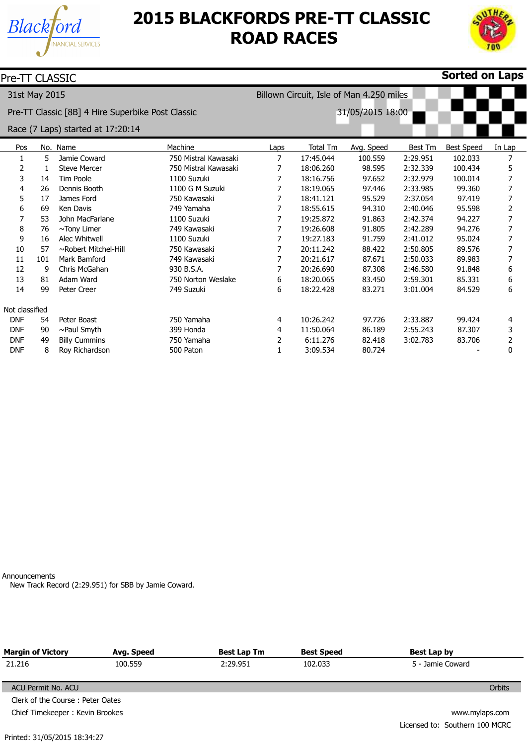# 2015 BLACKFORDS PRE-TT CLASSIC ROAD RACES

Pre-TT CLASSIC **Sorted on Laps**

31st May 2015 Billown Circuit, Isle of Man 4.250 miles

Pre-TT Classic [8B] 4 Hire Superbike Post Classic 31/05/2015 18:00

Race (7 Laps) started at 17:20:14

| Pos | No. | Name | Machine | Laps | Total Tm | Avg. Speed | Best Tm | Best Speed | In Lap |
|---|---|---|---|---|---|---|---|---|---|
| 1 | 5 | Jamie Coward | 750 Mistral Kawasaki | 7 | 17:45.044 | 100.559 | 2:29.951 | 102.033 | 7 |
| 2 | 1 | Steve Mercer | 750 Mistral Kawasaki | 7 | 18:06.260 | 98.595 | 2:32.339 | 100.434 | 5 |
| 3 | 14 | Tim Poole | 1100 Suzuki | 7 | 18:16.756 | 97.652 | 2:32.979 | 100.014 | 7 |
| 4 | 26 | Dennis Booth | 1100 G M Suzuki | 7 | 18:19.065 | 97.446 | 2:33.985 | 99.360 | 7 |
| 5 | 17 | James Ford | 750 Kawasaki | 7 | 18:41.121 | 95.529 | 2:37.054 | 97.419 | 7 |
| 6 | 69 | Ken Davis | 749 Yamaha | 7 | 18:55.615 | 94.310 | 2:40.046 | 95.598 | 2 |
| 7 | 53 | John MacFarlane | 1100 Suzuki | 7 | 19:25.872 | 91.863 | 2:42.374 | 94.227 | 7 |
| 8 | 76 | ~Tony Limer | 749 Kawasaki | 7 | 19:26.608 | 91.805 | 2:42.289 | 94.276 | 7 |
| 9 | 16 | Alec Whitwell | 1100 Suzuki | 7 | 19:27.183 | 91.759 | 2:41.012 | 95.024 | 7 |
| 10 | 57 | ~Robert Mitchel-Hill | 750 Kawasaki | 7 | 20:11.242 | 88.422 | 2:50.805 | 89.576 | 7 |
| 11 | 101 | Mark Bamford | 749 Kawasaki | 7 | 20:21.617 | 87.671 | 2:50.033 | 89.983 | 7 |
| 12 | 9 | Chris McGahan | 930 B.S.A. | 7 | 20:26.690 | 87.308 | 2:46.580 | 91.848 | 6 |
| 13 | 81 | Adam Ward | 750 Norton Weslake | 6 | 18:20.065 | 83.450 | 2:59.301 | 85.331 | 6 |
| 14 | 99 | Peter Creer | 749 Suzuki | 6 | 18:22.428 | 83.271 | 3:01.004 | 84.529 | 6 |
| Not classified | | | | | | | | | |
| DNF | 54 | Peter Boast | 750 Yamaha | 4 | 10:26.242 | 97.726 | 2:33.887 | 99.424 | 4 |
| DNF | 90 | ~Paul Smyth | 399 Honda | 4 | 11:50.064 | 86.189 | 2:55.243 | 87.307 | 3 |
| DNF | 49 | Billy Cummins | 750 Yamaha | 2 | 6:11.276 | 82.418 | 3:02.783 | 83.706 | 2 |
| DNF | 8 | Roy Richardson | 500 Paton | 1 | 3:09.534 | 80.724 | | - | 0 |

Announcements
New Track Record (2:29.951) for SBB by Jamie Coward.

| Margin of Victory | Avg. Speed | Best Lap Tm | Best Speed | Best Lap by |
|---|---|---|---|---|
| 21.216 | 100.559 | 2:29.951 | 102.033 | 5 - Jamie Coward |

ACU Permit No. ACU Orbits

Clerk of the Course : Peter Oates

Chief Timekeeper : Kevin Brookes

www.mylaps.com

Licensed to: Southern 100 MCRC

Printed: 31/05/2015 18:34:27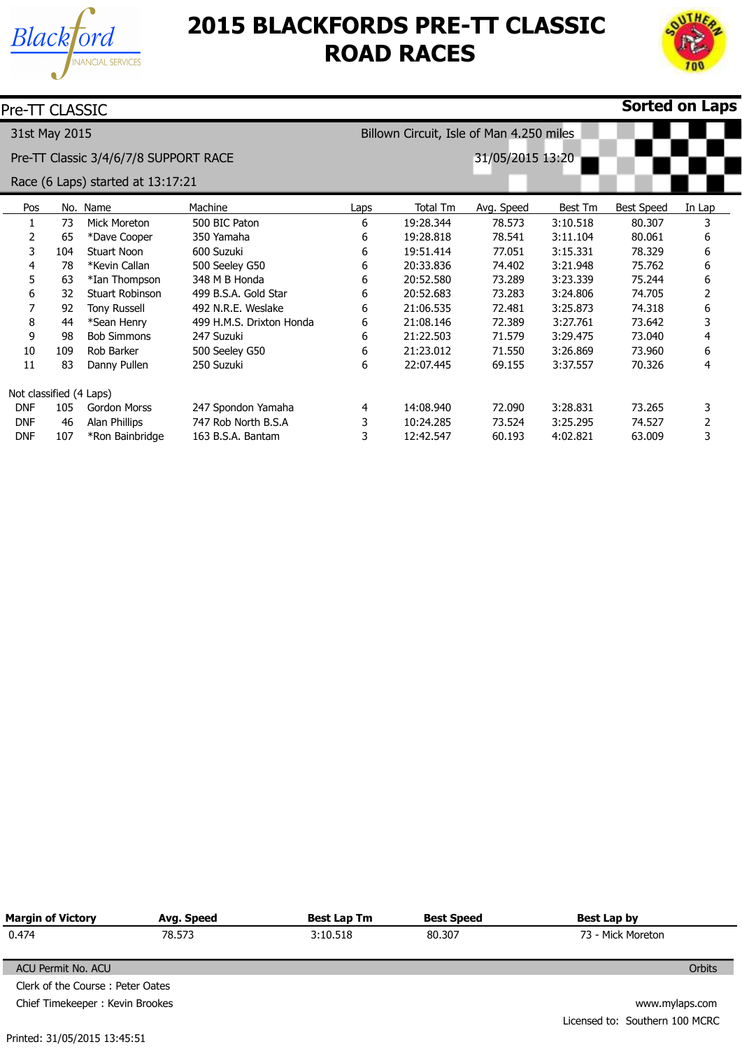# 2015 BLACKFORDS PRE-TT CLASSIC ROAD RACES

**Pre-TT CLASSIC** — **Sorted on Laps**

31st May 2015 — Billown Circuit, Isle of Man 4.250 miles

Pre-TT Classic 3/4/6/7/8 SUPPORT RACE — 31/05/2015 13:20

Race (6 Laps) started at 13:17:21

| Pos | No. | Name | Machine | Laps | Total Tm | Avg. Speed | Best Tm | Best Speed | In Lap |
|---|---|---|---|---|---|---|---|---|---|
| 1 | 73 | Mick Moreton | 500 BIC Paton | 6 | 19:28.344 | 78.573 | 3:10.518 | 80.307 | 3 |
| 2 | 65 | *Dave Cooper | 350 Yamaha | 6 | 19:28.818 | 78.541 | 3:11.104 | 80.061 | 6 |
| 3 | 104 | Stuart Noon | 600 Suzuki | 6 | 19:51.414 | 77.051 | 3:15.331 | 78.329 | 6 |
| 4 | 78 | *Kevin Callan | 500 Seeley G50 | 6 | 20:33.836 | 74.402 | 3:21.948 | 75.762 | 6 |
| 5 | 63 | *Ian Thompson | 348 M B Honda | 6 | 20:52.580 | 73.289 | 3:23.339 | 75.244 | 6 |
| 6 | 32 | Stuart Robinson | 499 B.S.A. Gold Star | 6 | 20:52.683 | 73.283 | 3:24.806 | 74.705 | 2 |
| 7 | 92 | Tony Russell | 492 N.R.E. Weslake | 6 | 21:06.535 | 72.481 | 3:25.873 | 74.318 | 6 |
| 8 | 44 | *Sean Henry | 499 H.M.S. Drixton Honda | 6 | 21:08.146 | 72.389 | 3:27.761 | 73.642 | 3 |
| 9 | 98 | Bob Simmons | 247 Suzuki | 6 | 21:22.503 | 71.579 | 3:29.475 | 73.040 | 4 |
| 10 | 109 | Rob Barker | 500 Seeley G50 | 6 | 21:23.012 | 71.550 | 3:26.869 | 73.960 | 6 |
| 11 | 83 | Danny Pullen | 250 Suzuki | 6 | 22:07.445 | 69.155 | 3:37.557 | 70.326 | 4 |
| Not classified (4 Laps) | | | | | | | | | |
| DNF | 105 | Gordon Morss | 247 Spondon Yamaha | 4 | 14:08.940 | 72.090 | 3:28.831 | 73.265 | 3 |
| DNF | 46 | Alan Phillips | 747 Rob North B.S.A | 3 | 10:24.285 | 73.524 | 3:25.295 | 74.527 | 2 |
| DNF | 107 | *Ron Bainbridge | 163 B.S.A. Bantam | 3 | 12:42.547 | 60.193 | 4:02.821 | 63.009 | 3 |

| Margin of Victory | Avg. Speed | Best Lap Tm | Best Speed | Best Lap by |
|---|---|---|---|---|
| 0.474 | 78.573 | 3:10.518 | 80.307 | 73 - Mick Moreton |

ACU Permit No. ACU

Orbits

Clerk of the Course : Peter Oates

Chief Timekeeper : Kevin Brookes

www.mylaps.com

Licensed to: Southern 100 MCRC

Printed: 31/05/2015 13:45:51